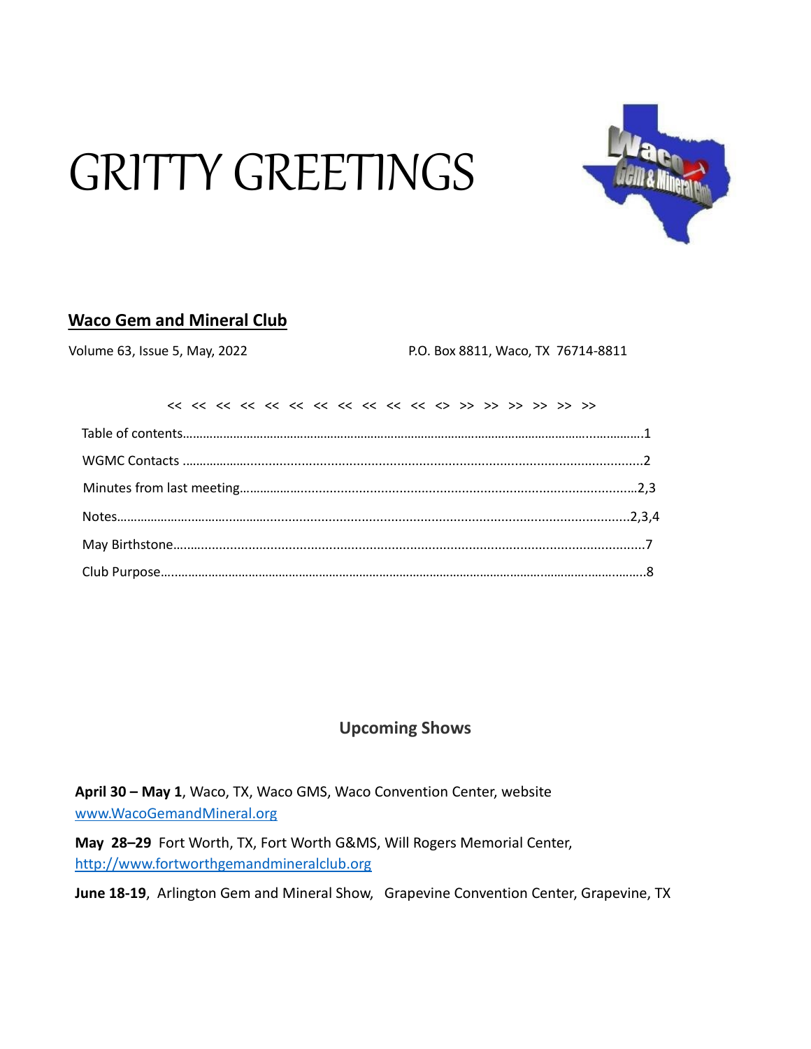# GRITTY GREETINGS

## Waco Gem and Mineral Club

Volume 63, Issue 5, May, 2022 P.O. Box 8811, Waco, TX 76714-8811

<< << << << << << << << << << << <> >> >> >> >> >> >>

Table of contents…………………………………………………………………………………………………………………………1

WGMC Contacts ……………………………………………………………………………………………………………………………2

Minutes from last meeting……………………………………………………………………………………………………2,3

Notes……………………………………………………………………………………………………………………………………2,3,4

May Birthstone……………………………………………………………………………………………………………………………7

Club Purpose…………………………………………………………………………………………………………………………………8

### Upcoming Shows

**April 30 – May 1**, Waco, TX, Waco GMS, Waco Convention Center, website www.WacoGemandMineral.org

**May 28–29** Fort Worth, TX, Fort Worth G&MS, Will Rogers Memorial Center, http://www.fortworthgemandmineralclub.org

**June 18-19**, Arlington Gem and Mineral Show, Grapevine Convention Center, Grapevine, TX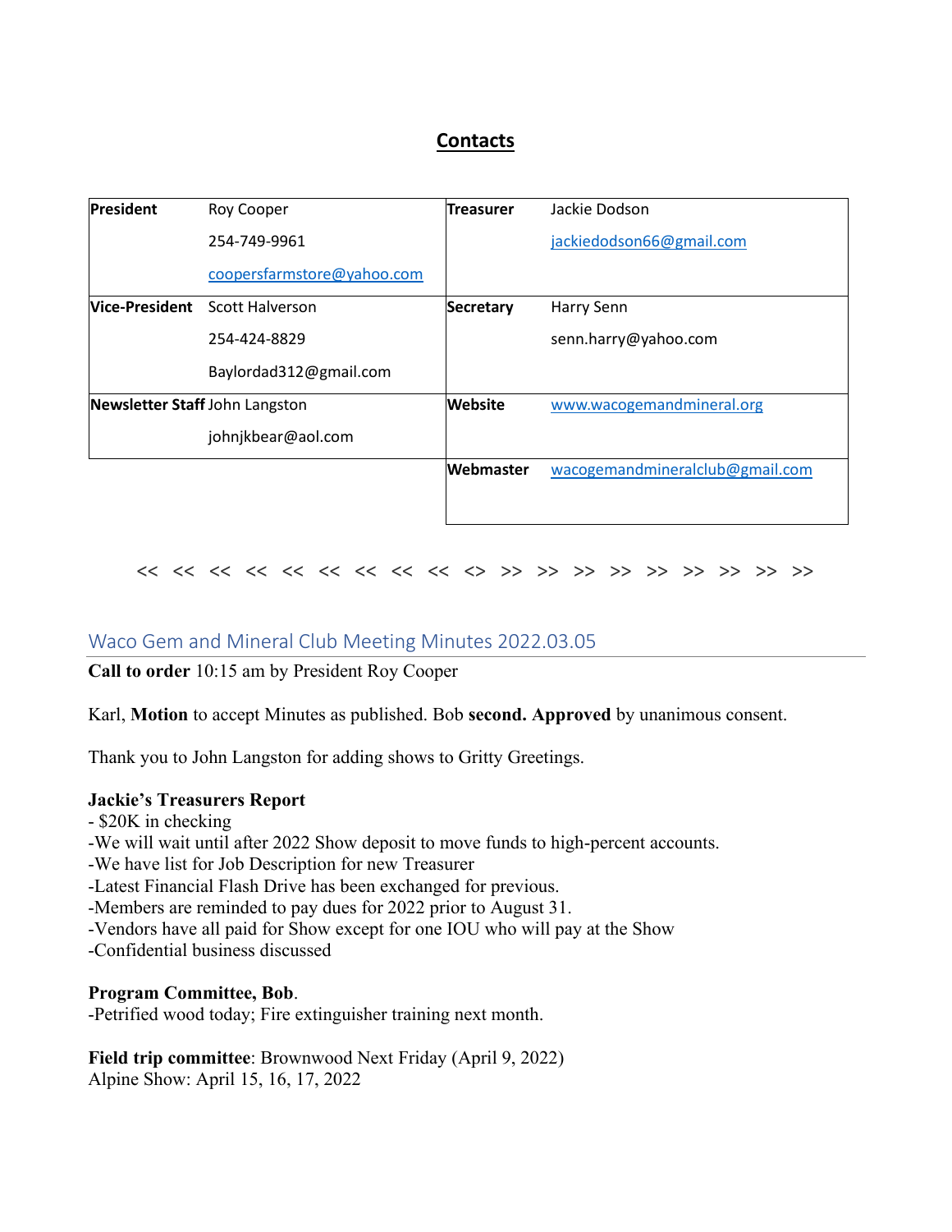## Contacts

| | | | |
|---|---|---|---|
| **President** | Roy Cooper<br>254-749-9961<br>coopersfarmstore@yahoo.com | **Treasurer** | Jackie Dodson<br>jackiedodson66@gmail.com |
| **Vice-President** | Scott Halverson<br>254-424-8829<br>Baylordad312@gmail.com | **Secretary** | Harry Senn<br>senn.harry@yahoo.com |
| **Newsletter Staff** | John Langston<br>johnjkbear@aol.com | **Website** | www.wacogemandmineral.org |
| | | **Webmaster** | wacogemandmineralclub@gmail.com |

<< << << << << << << << << <> >> >> >> >> >> >> >> >> >>

## Waco Gem and Mineral Club Meeting Minutes 2022.03.05

**Call to order** 10:15 am by President Roy Cooper

Karl, **Motion** to accept Minutes as published. Bob **second. Approved** by unanimous consent.

Thank you to John Langston for adding shows to Gritty Greetings.

**Jackie's Treasurers Report**
- $20K in checking
-We will wait until after 2022 Show deposit to move funds to high-percent accounts.
-We have list for Job Description for new Treasurer
-Latest Financial Flash Drive has been exchanged for previous.
-Members are reminded to pay dues for 2022 prior to August 31.
-Vendors have all paid for Show except for one IOU who will pay at the Show
-Confidential business discussed

**Program Committee, Bob**.
-Petrified wood today; Fire extinguisher training next month.

**Field trip committee**: Brownwood Next Friday (April 9, 2022)
Alpine Show: April 15, 16, 17, 2022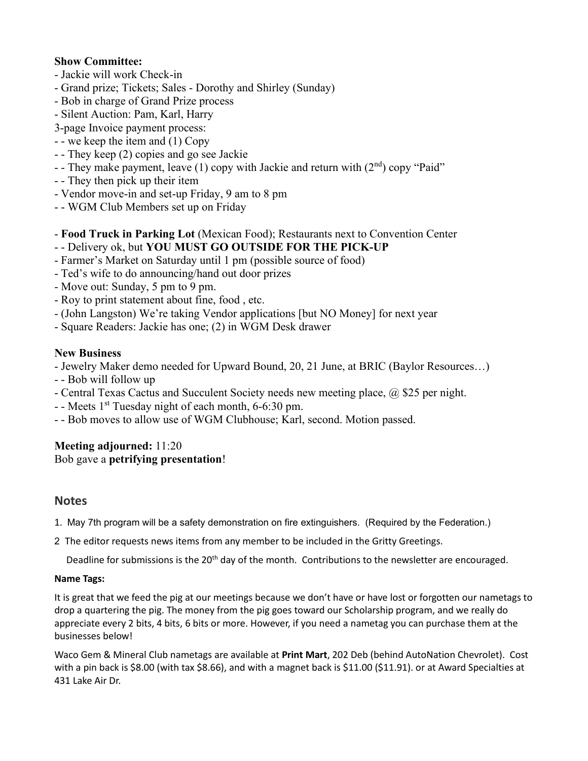**Show Committee:**

- Jackie will work Check-in
- Grand prize; Tickets; Sales - Dorothy and Shirley (Sunday)
- Bob in charge of Grand Prize process
- Silent Auction: Pam, Karl, Harry

3-page Invoice payment process:

- - we keep the item and (1) Copy
- - They keep (2) copies and go see Jackie
- - They make payment, leave (1) copy with Jackie and return with (2nd) copy "Paid"
- - They then pick up their item
- Vendor move-in and set-up Friday, 9 am to 8 pm
- - WGM Club Members set up on Friday

- **Food Truck in Parking Lot** (Mexican Food); Restaurants next to Convention Center
- - Delivery ok, but **YOU MUST GO OUTSIDE FOR THE PICK-UP**
- Farmer's Market on Saturday until 1 pm (possible source of food)
- Ted's wife to do announcing/hand out door prizes
- Move out: Sunday, 5 pm to 9 pm.
- Roy to print statement about fine, food , etc.
- (John Langston) We're taking Vendor applications [but NO Money] for next year
- Square Readers: Jackie has one; (2) in WGM Desk drawer

**New Business**

- Jewelry Maker demo needed for Upward Bound, 20, 21 June, at BRIC (Baylor Resources…)
- - Bob will follow up
- Central Texas Cactus and Succulent Society needs new meeting place, @ $25 per night.
- - Meets 1st Tuesday night of each month, 6-6:30 pm.
- - Bob moves to allow use of WGM Clubhouse; Karl, second. Motion passed.

**Meeting adjourned:** 11:20
Bob gave a **petrifying presentation**!

## Notes

1. May 7th program will be a safety demonstration on fire extinguishers. (Required by the Federation.)
2. The editor requests news items from any member to be included in the Gritty Greetings.

   Deadline for submissions is the 20th day of the month. Contributions to the newsletter are encouraged.

**Name Tags:**

It is great that we feed the pig at our meetings because we don't have or have lost or forgotten our nametags to drop a quartering the pig. The money from the pig goes toward our Scholarship program, and we really do appreciate every 2 bits, 4 bits, 6 bits or more. However, if you need a nametag you can purchase them at the businesses below!

Waco Gem & Mineral Club nametags are available at **Print Mart**, 202 Deb (behind AutoNation Chevrolet). Cost with a pin back is $8.00 (with tax $8.66), and with a magnet back is $11.00 ($11.91). or at Award Specialties at 431 Lake Air Dr.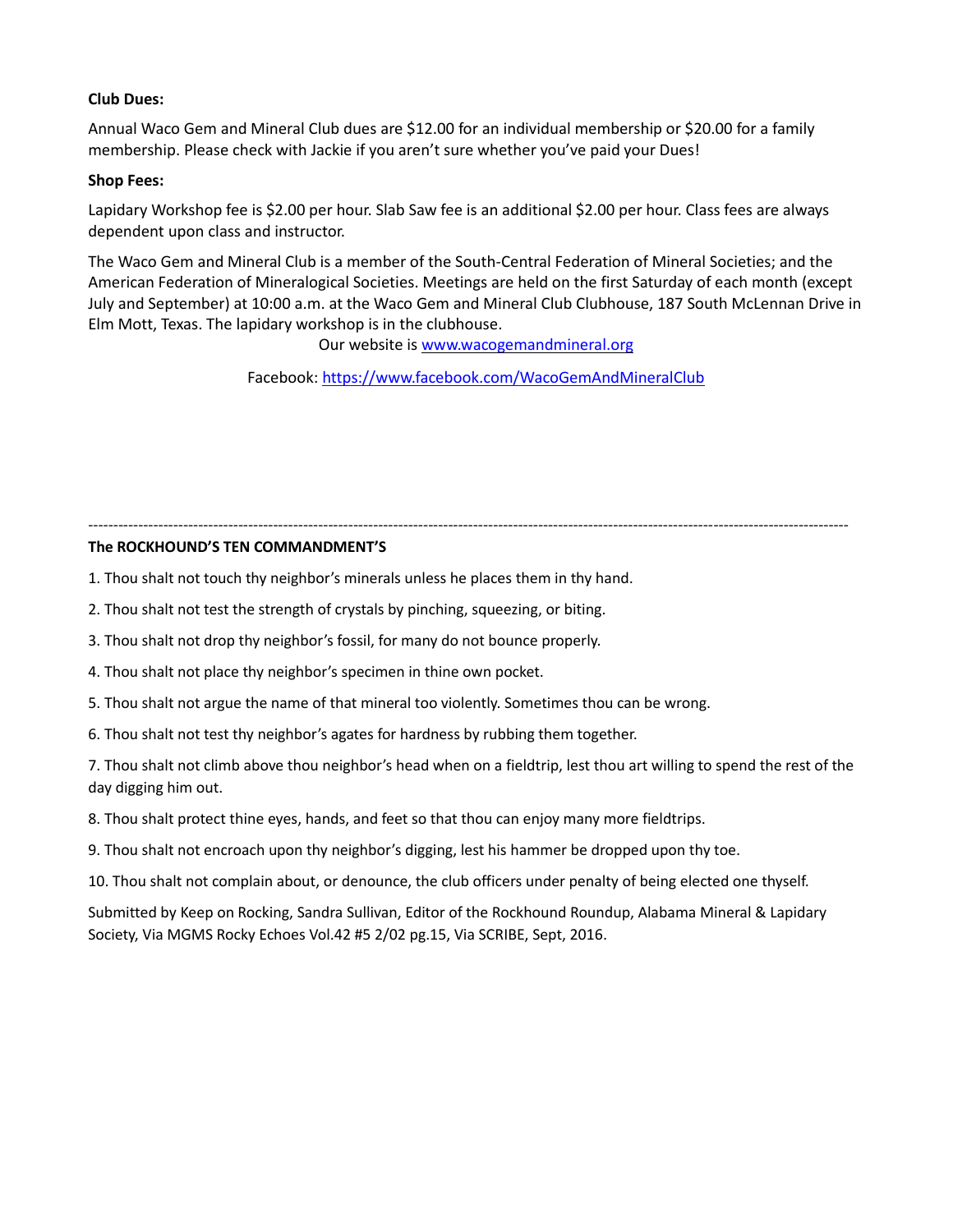**Club Dues:**

Annual Waco Gem and Mineral Club dues are $12.00 for an individual membership or $20.00 for a family membership. Please check with Jackie if you aren't sure whether you've paid your Dues!

**Shop Fees:**

Lapidary Workshop fee is $2.00 per hour. Slab Saw fee is an additional $2.00 per hour. Class fees are always dependent upon class and instructor.

The Waco Gem and Mineral Club is a member of the South-Central Federation of Mineral Societies; and the American Federation of Mineralogical Societies. Meetings are held on the first Saturday of each month (except July and September) at 10:00 a.m. at the Waco Gem and Mineral Club Clubhouse, 187 South McLennan Drive in Elm Mott, Texas. The lapidary workshop is in the clubhouse.

Our website is [www.wacogemandmineral.org](http://www.wacogemandmineral.org)

Facebook: [https://www.facebook.com/WacoGemAndMineralClub](https://www.facebook.com/WacoGemAndMineralClub)

---

**The ROCKHOUND'S TEN COMMANDMENT'S**

1. Thou shalt not touch thy neighbor's minerals unless he places them in thy hand.
2. Thou shalt not test the strength of crystals by pinching, squeezing, or biting.
3. Thou shalt not drop thy neighbor's fossil, for many do not bounce properly.
4. Thou shalt not place thy neighbor's specimen in thine own pocket.
5. Thou shalt not argue the name of that mineral too violently. Sometimes thou can be wrong.
6. Thou shalt not test thy neighbor's agates for hardness by rubbing them together.
7. Thou shalt not climb above thou neighbor's head when on a fieldtrip, lest thou art willing to spend the rest of the day digging him out.
8. Thou shalt protect thine eyes, hands, and feet so that thou can enjoy many more fieldtrips.
9. Thou shalt not encroach upon thy neighbor's digging, lest his hammer be dropped upon thy toe.
10. Thou shalt not complain about, or denounce, the club officers under penalty of being elected one thyself.

Submitted by Keep on Rocking, Sandra Sullivan, Editor of the Rockhound Roundup, Alabama Mineral & Lapidary Society, Via MGMS Rocky Echoes Vol.42 #5 2/02 pg.15, Via SCRIBE, Sept, 2016.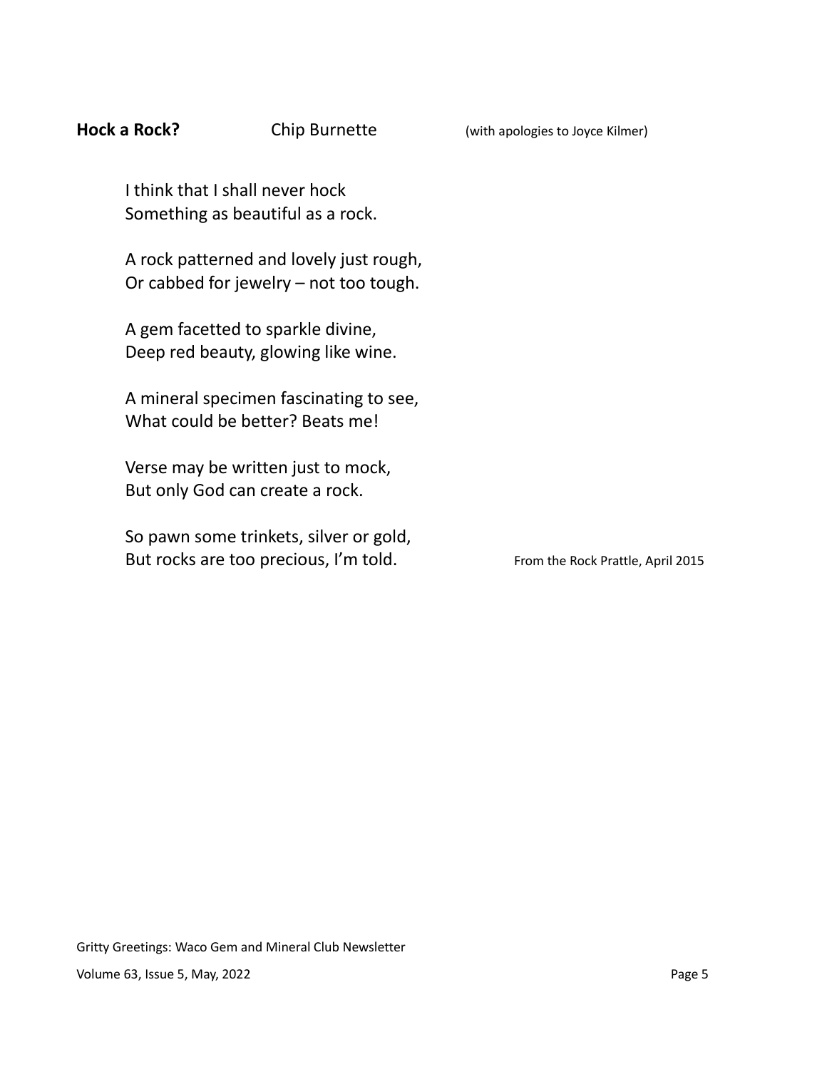**Hock a Rock?** Chip Burnette (with apologies to Joyce Kilmer)

I think that I shall never hock
Something as beautiful as a rock.

A rock patterned and lovely just rough,
Or cabbed for jewelry – not too tough.

A gem facetted to sparkle divine,
Deep red beauty, glowing like wine.

A mineral specimen fascinating to see,
What could be better? Beats me!

Verse may be written just to mock,
But only God can create a rock.

So pawn some trinkets, silver or gold,
But rocks are too precious, I'm told.

From the Rock Prattle, April 2015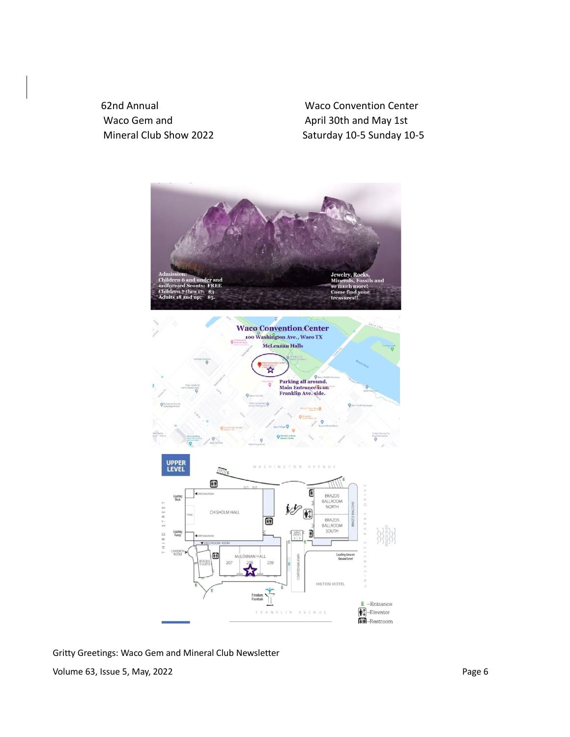62nd Annual
Waco Gem and
Mineral Club Show 2022

Waco Convention Center
April 30th and May 1st
Saturday 10-5 Sunday 10-5

**Admission:**
**Children 6 and under and uniformed Scouts: FREE**
**Children 7 thru 17: $3**
**Adults 18 and up: $5.**

**Jewelry, Rocks, Minerals, Fossils and so much more! Come find your treasures!!**

**Waco Convention Center**
**100 Washington Ave., Waco TX**
**McLennan Halls**

**Parking all around.**
**Main Entrance is on Franklin Ave. side.**

UPPER LEVEL

WASHINGTON AVENUE

CHISHOLM HALL

BRAZOS BALLROOM NORTH

BRAZOS BALLROOM SOUTH

MCLENNAN HALL 207 208 209

HILTON HOTEL

Freedom Fountain

FRANKLIN AVENUE

THIRD STREET

UNIVERSITY PARKS DRIVE

E – Entrance
Elevator
Restroom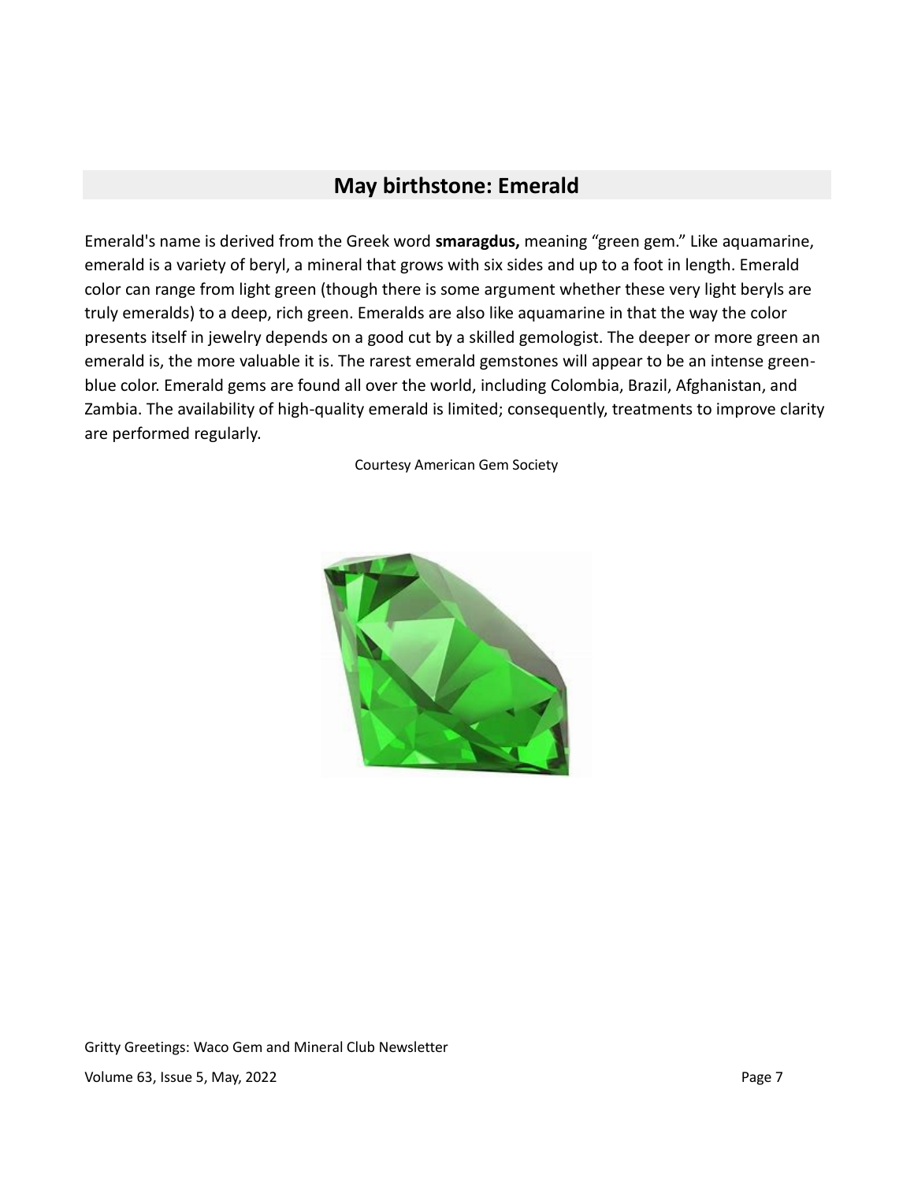## May birthstone: Emerald

Emerald's name is derived from the Greek word **smaragdus,** meaning "green gem." Like aquamarine, emerald is a variety of beryl, a mineral that grows with six sides and up to a foot in length. Emerald color can range from light green (though there is some argument whether these very light beryls are truly emeralds) to a deep, rich green. Emeralds are also like aquamarine in that the way the color presents itself in jewelry depends on a good cut by a skilled gemologist. The deeper or more green an emerald is, the more valuable it is. The rarest emerald gemstones will appear to be an intense green-blue color. Emerald gems are found all over the world, including Colombia, Brazil, Afghanistan, and Zambia. The availability of high-quality emerald is limited; consequently, treatments to improve clarity are performed regularly.

Courtesy American Gem Society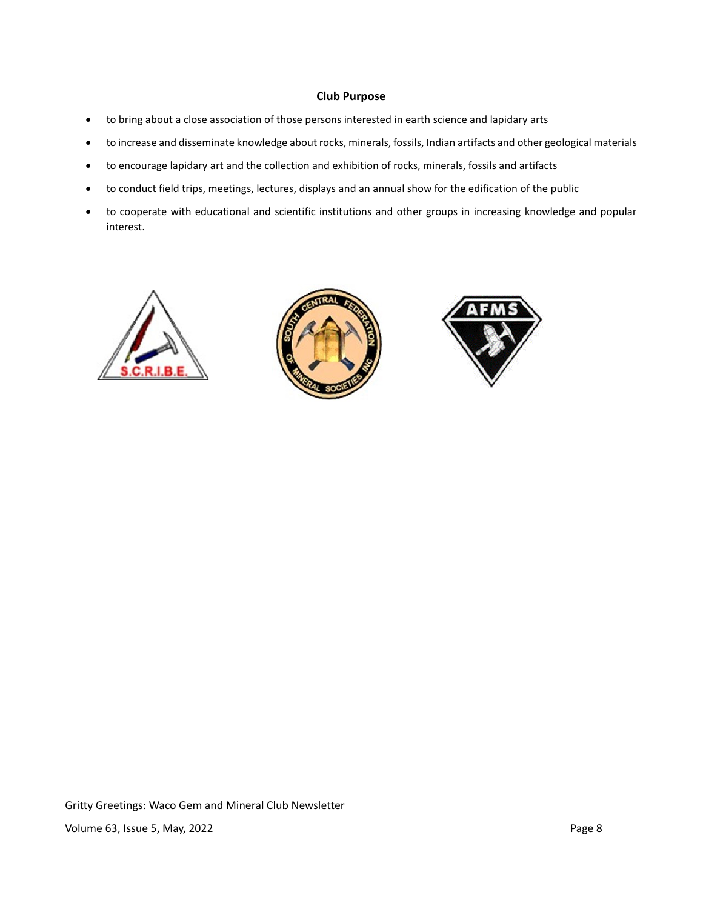## Club Purpose

- to bring about a close association of those persons interested in earth science and lapidary arts
- to increase and disseminate knowledge about rocks, minerals, fossils, Indian artifacts and other geological materials
- to encourage lapidary art and the collection and exhibition of rocks, minerals, fossils and artifacts
- to conduct field trips, meetings, lectures, displays and an annual show for the edification of the public
- to cooperate with educational and scientific institutions and other groups in increasing knowledge and popular interest.